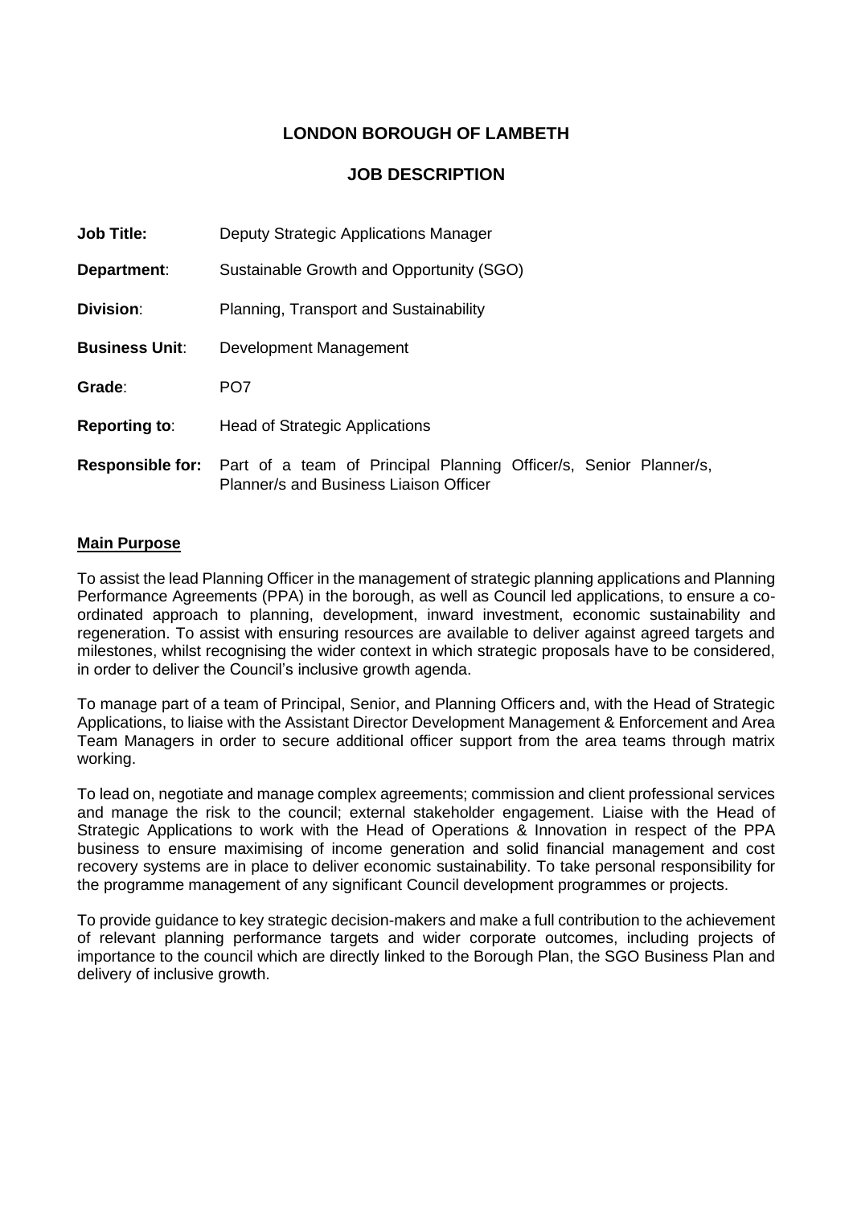# LONDON BOROUGH OF LAMBETH

## JOB DESCRIPTION

**Job Title:** Deputy Strategic Applications Manager

**Department**: Sustainable Growth and Opportunity (SGO)

**Division**: Planning, Transport and Sustainability

**Business Unit**: Development Management

**Grade**: PO7

**Reporting to**: Head of Strategic Applications

**Responsible for:** Part of a team of Principal Planning Officer/s, Senior Planner/s, Planner/s and Business Liaison Officer

### Main Purpose

To assist the lead Planning Officer in the management of strategic planning applications and Planning Performance Agreements (PPA) in the borough, as well as Council led applications, to ensure a co-ordinated approach to planning, development, inward investment, economic sustainability and regeneration. To assist with ensuring resources are available to deliver against agreed targets and milestones, whilst recognising the wider context in which strategic proposals have to be considered, in order to deliver the Council's inclusive growth agenda.

To manage part of a team of Principal, Senior, and Planning Officers and, with the Head of Strategic Applications, to liaise with the Assistant Director Development Management & Enforcement and Area Team Managers in order to secure additional officer support from the area teams through matrix working.

To lead on, negotiate and manage complex agreements; commission and client professional services and manage the risk to the council; external stakeholder engagement. Liaise with the Head of Strategic Applications to work with the Head of Operations & Innovation in respect of the PPA business to ensure maximising of income generation and solid financial management and cost recovery systems are in place to deliver economic sustainability. To take personal responsibility for the programme management of any significant Council development programmes or projects.

To provide guidance to key strategic decision-makers and make a full contribution to the achievement of relevant planning performance targets and wider corporate outcomes, including projects of importance to the council which are directly linked to the Borough Plan, the SGO Business Plan and delivery of inclusive growth.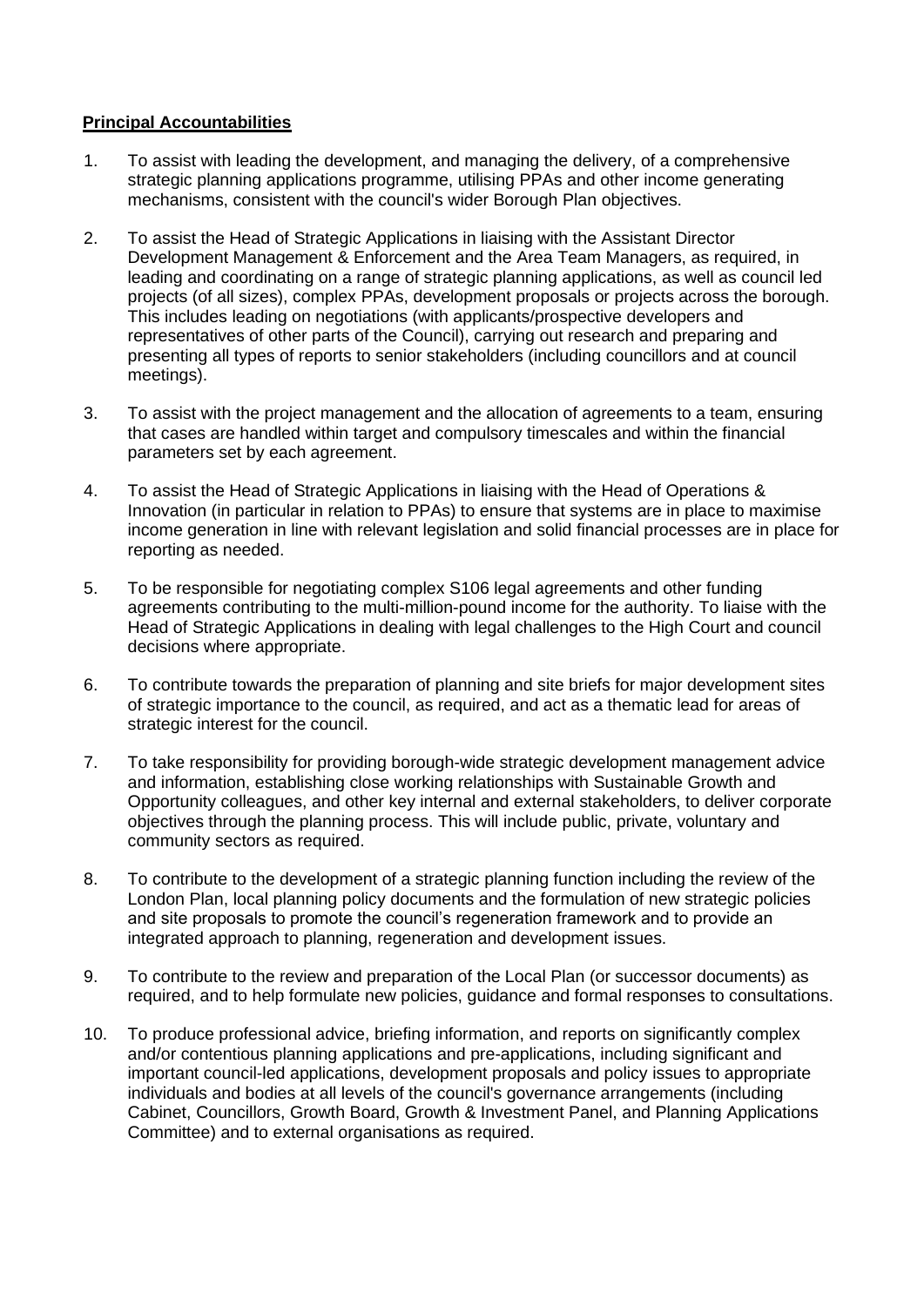**Principal Accountabilities**

1. To assist with leading the development, and managing the delivery, of a comprehensive strategic planning applications programme, utilising PPAs and other income generating mechanisms, consistent with the council's wider Borough Plan objectives.

2. To assist the Head of Strategic Applications in liaising with the Assistant Director Development Management & Enforcement and the Area Team Managers, as required, in leading and coordinating on a range of strategic planning applications, as well as council led projects (of all sizes), complex PPAs, development proposals or projects across the borough. This includes leading on negotiations (with applicants/prospective developers and representatives of other parts of the Council), carrying out research and preparing and presenting all types of reports to senior stakeholders (including councillors and at council meetings).

3. To assist with the project management and the allocation of agreements to a team, ensuring that cases are handled within target and compulsory timescales and within the financial parameters set by each agreement.

4. To assist the Head of Strategic Applications in liaising with the Head of Operations & Innovation (in particular in relation to PPAs) to ensure that systems are in place to maximise income generation in line with relevant legislation and solid financial processes are in place for reporting as needed.

5. To be responsible for negotiating complex S106 legal agreements and other funding agreements contributing to the multi-million-pound income for the authority. To liaise with the Head of Strategic Applications in dealing with legal challenges to the High Court and council decisions where appropriate.

6. To contribute towards the preparation of planning and site briefs for major development sites of strategic importance to the council, as required, and act as a thematic lead for areas of strategic interest for the council.

7. To take responsibility for providing borough-wide strategic development management advice and information, establishing close working relationships with Sustainable Growth and Opportunity colleagues, and other key internal and external stakeholders, to deliver corporate objectives through the planning process. This will include public, private, voluntary and community sectors as required.

8. To contribute to the development of a strategic planning function including the review of the London Plan, local planning policy documents and the formulation of new strategic policies and site proposals to promote the council's regeneration framework and to provide an integrated approach to planning, regeneration and development issues.

9. To contribute to the review and preparation of the Local Plan (or successor documents) as required, and to help formulate new policies, guidance and formal responses to consultations.

10. To produce professional advice, briefing information, and reports on significantly complex and/or contentious planning applications and pre-applications, including significant and important council-led applications, development proposals and policy issues to appropriate individuals and bodies at all levels of the council's governance arrangements (including Cabinet, Councillors, Growth Board, Growth & Investment Panel, and Planning Applications Committee) and to external organisations as required.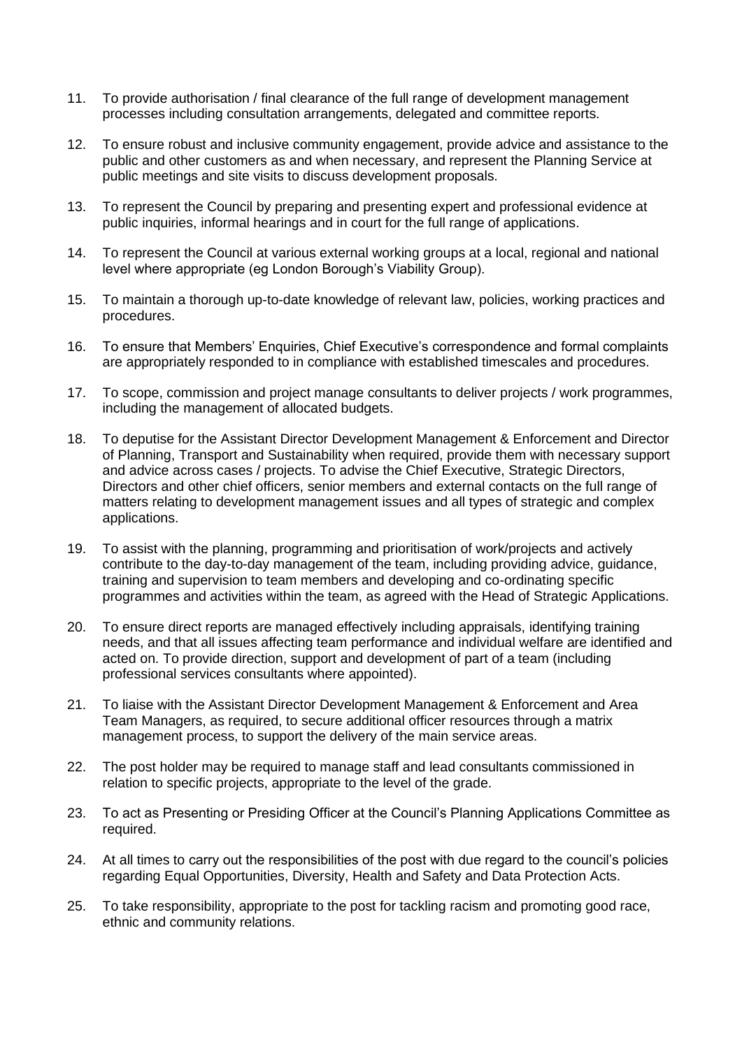11. To provide authorisation / final clearance of the full range of development management processes including consultation arrangements, delegated and committee reports.

12. To ensure robust and inclusive community engagement, provide advice and assistance to the public and other customers as and when necessary, and represent the Planning Service at public meetings and site visits to discuss development proposals.

13. To represent the Council by preparing and presenting expert and professional evidence at public inquiries, informal hearings and in court for the full range of applications.

14. To represent the Council at various external working groups at a local, regional and national level where appropriate (eg London Borough's Viability Group).

15. To maintain a thorough up-to-date knowledge of relevant law, policies, working practices and procedures.

16. To ensure that Members' Enquiries, Chief Executive's correspondence and formal complaints are appropriately responded to in compliance with established timescales and procedures.

17. To scope, commission and project manage consultants to deliver projects / work programmes, including the management of allocated budgets.

18. To deputise for the Assistant Director Development Management & Enforcement and Director of Planning, Transport and Sustainability when required, provide them with necessary support and advice across cases / projects. To advise the Chief Executive, Strategic Directors, Directors and other chief officers, senior members and external contacts on the full range of matters relating to development management issues and all types of strategic and complex applications.

19. To assist with the planning, programming and prioritisation of work/projects and actively contribute to the day-to-day management of the team, including providing advice, guidance, training and supervision to team members and developing and co-ordinating specific programmes and activities within the team, as agreed with the Head of Strategic Applications.

20. To ensure direct reports are managed effectively including appraisals, identifying training needs, and that all issues affecting team performance and individual welfare are identified and acted on. To provide direction, support and development of part of a team (including professional services consultants where appointed).

21. To liaise with the Assistant Director Development Management & Enforcement and Area Team Managers, as required, to secure additional officer resources through a matrix management process, to support the delivery of the main service areas.

22. The post holder may be required to manage staff and lead consultants commissioned in relation to specific projects, appropriate to the level of the grade.

23. To act as Presenting or Presiding Officer at the Council's Planning Applications Committee as required.

24. At all times to carry out the responsibilities of the post with due regard to the council's policies regarding Equal Opportunities, Diversity, Health and Safety and Data Protection Acts.

25. To take responsibility, appropriate to the post for tackling racism and promoting good race, ethnic and community relations.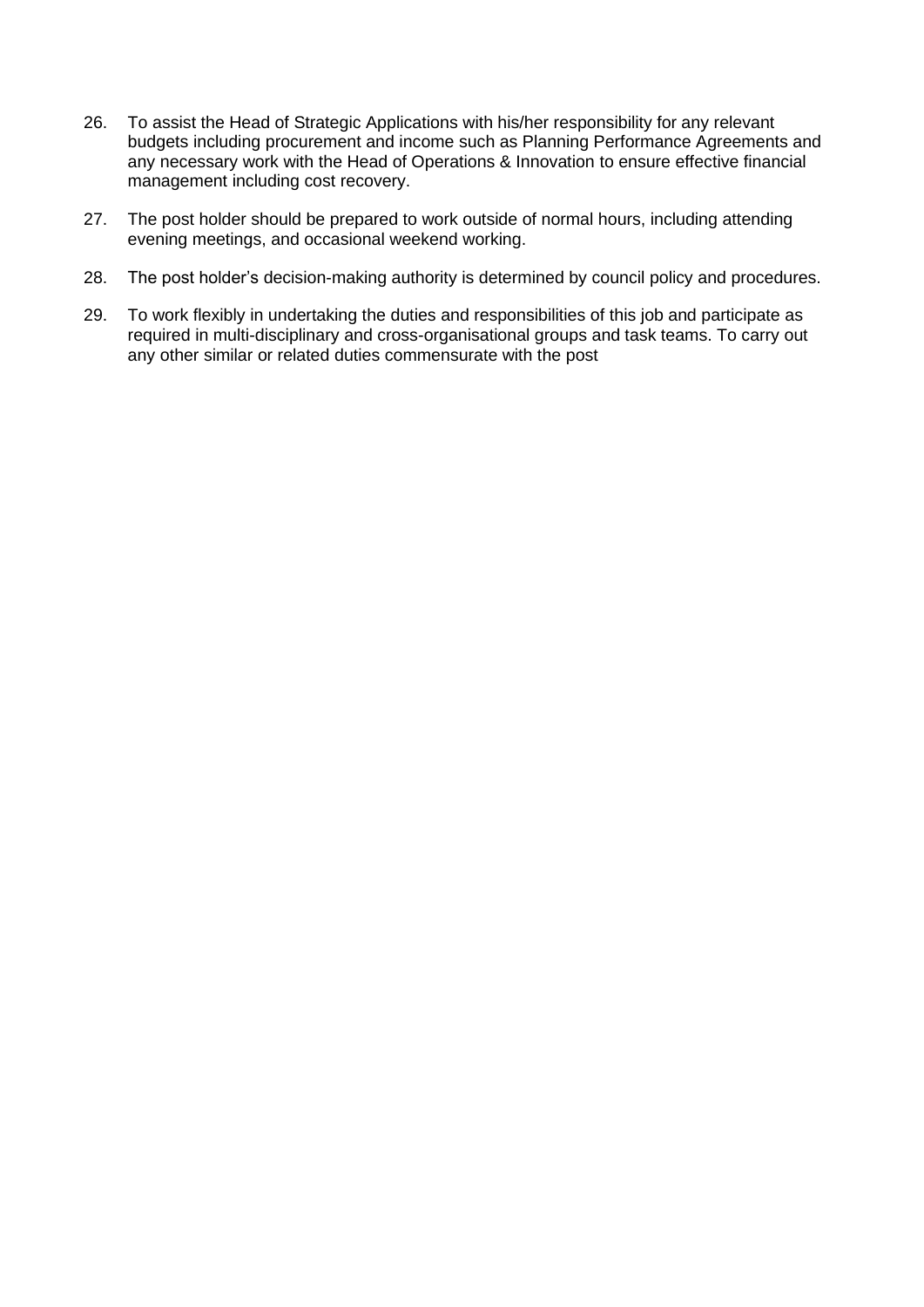26. To assist the Head of Strategic Applications with his/her responsibility for any relevant budgets including procurement and income such as Planning Performance Agreements and any necessary work with the Head of Operations & Innovation to ensure effective financial management including cost recovery.

27. The post holder should be prepared to work outside of normal hours, including attending evening meetings, and occasional weekend working.

28. The post holder's decision-making authority is determined by council policy and procedures.

29. To work flexibly in undertaking the duties and responsibilities of this job and participate as required in multi-disciplinary and cross-organisational groups and task teams. To carry out any other similar or related duties commensurate with the post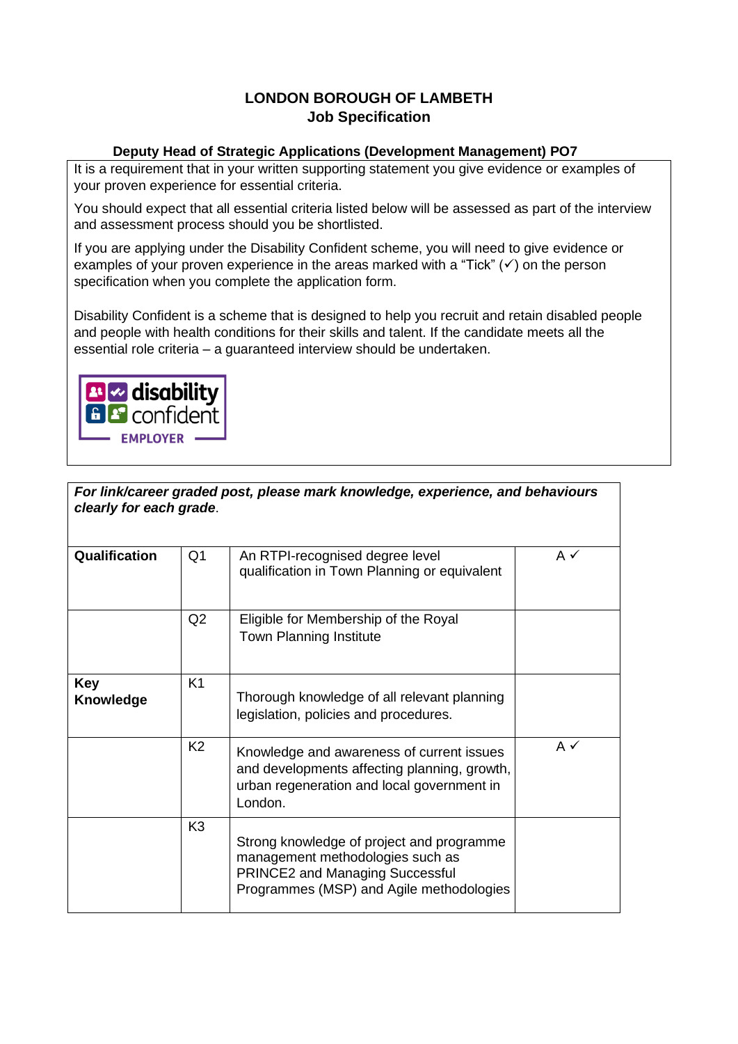**LONDON BOROUGH OF LAMBETH**
**Job Specification**

**Deputy Head of Strategic Applications (Development Management) PO7**

It is a requirement that in your written supporting statement you give evidence or examples of your proven experience for essential criteria.

You should expect that all essential criteria listed below will be assessed as part of the interview and assessment process should you be shortlisted.

If you are applying under the Disability Confident scheme, you will need to give evidence or examples of your proven experience in the areas marked with a "Tick" (✓) on the person specification when you complete the application form.

Disability Confident is a scheme that is designed to help you recruit and retain disabled people and people with health conditions for their skills and talent. If the candidate meets all the essential role criteria – a guaranteed interview should be undertaken.

| ***For link/career graded post, please mark knowledge, experience, and behaviours clearly for each grade.*** | | | |
|---|---|---|---|
| **Qualification** | Q1 | An RTPI-recognised degree level qualification in Town Planning or equivalent | A ✓ |
| | Q2 | Eligible for Membership of the Royal Town Planning Institute | |
| **Key Knowledge** | K1 | Thorough knowledge of all relevant planning legislation, policies and procedures. | |
| | K2 | Knowledge and awareness of current issues and developments affecting planning, growth, urban regeneration and local government in London. | A ✓ |
| | K3 | Strong knowledge of project and programme management methodologies such as PRINCE2 and Managing Successful Programmes (MSP) and Agile methodologies | |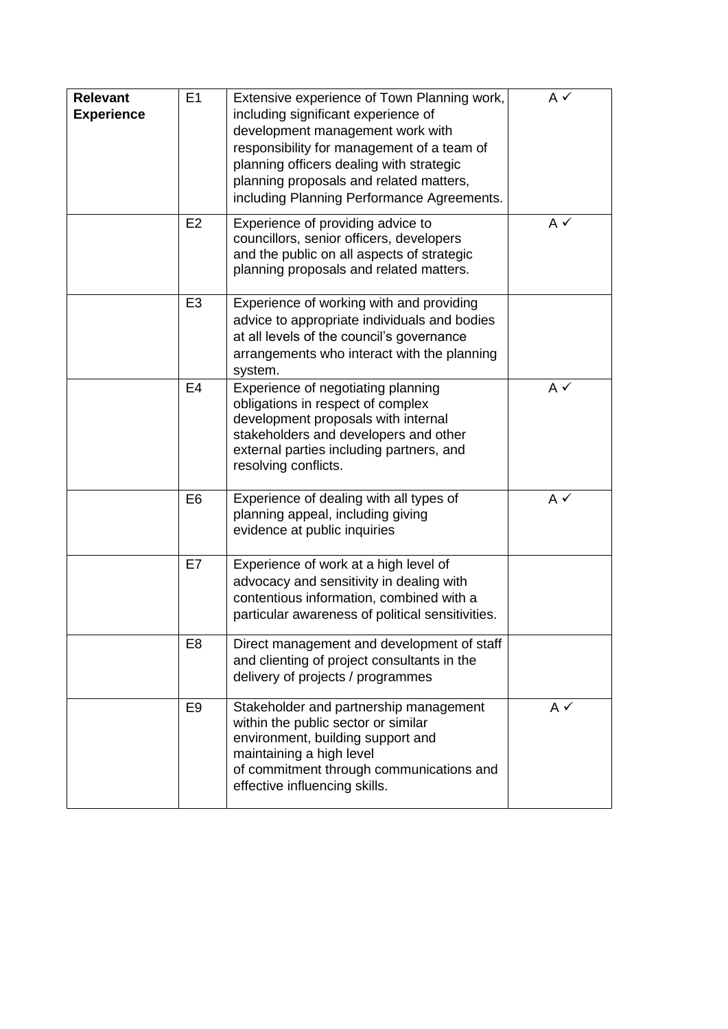| Relevant Experience | E1 | Extensive experience of Town Planning work, including significant experience of development management work with responsibility for management of a team of planning officers dealing with strategic planning proposals and related matters, including Planning Performance Agreements. | A ✓ |
|---|---|---|---|
| | E2 | Experience of providing advice to councillors, senior officers, developers and the public on all aspects of strategic planning proposals and related matters. | A ✓ |
| | E3 | Experience of working with and providing advice to appropriate individuals and bodies at all levels of the council's governance arrangements who interact with the planning system. | |
| | E4 | Experience of negotiating planning obligations in respect of complex development proposals with internal stakeholders and developers and other external parties including partners, and resolving conflicts. | A ✓ |
| | E6 | Experience of dealing with all types of planning appeal, including giving evidence at public inquiries | A ✓ |
| | E7 | Experience of work at a high level of advocacy and sensitivity in dealing with contentious information, combined with a particular awareness of political sensitivities. | |
| | E8 | Direct management and development of staff and clienting of project consultants in the delivery of projects / programmes | |
| | E9 | Stakeholder and partnership management within the public sector or similar environment, building support and maintaining a high level of commitment through communications and effective influencing skills. | A ✓ |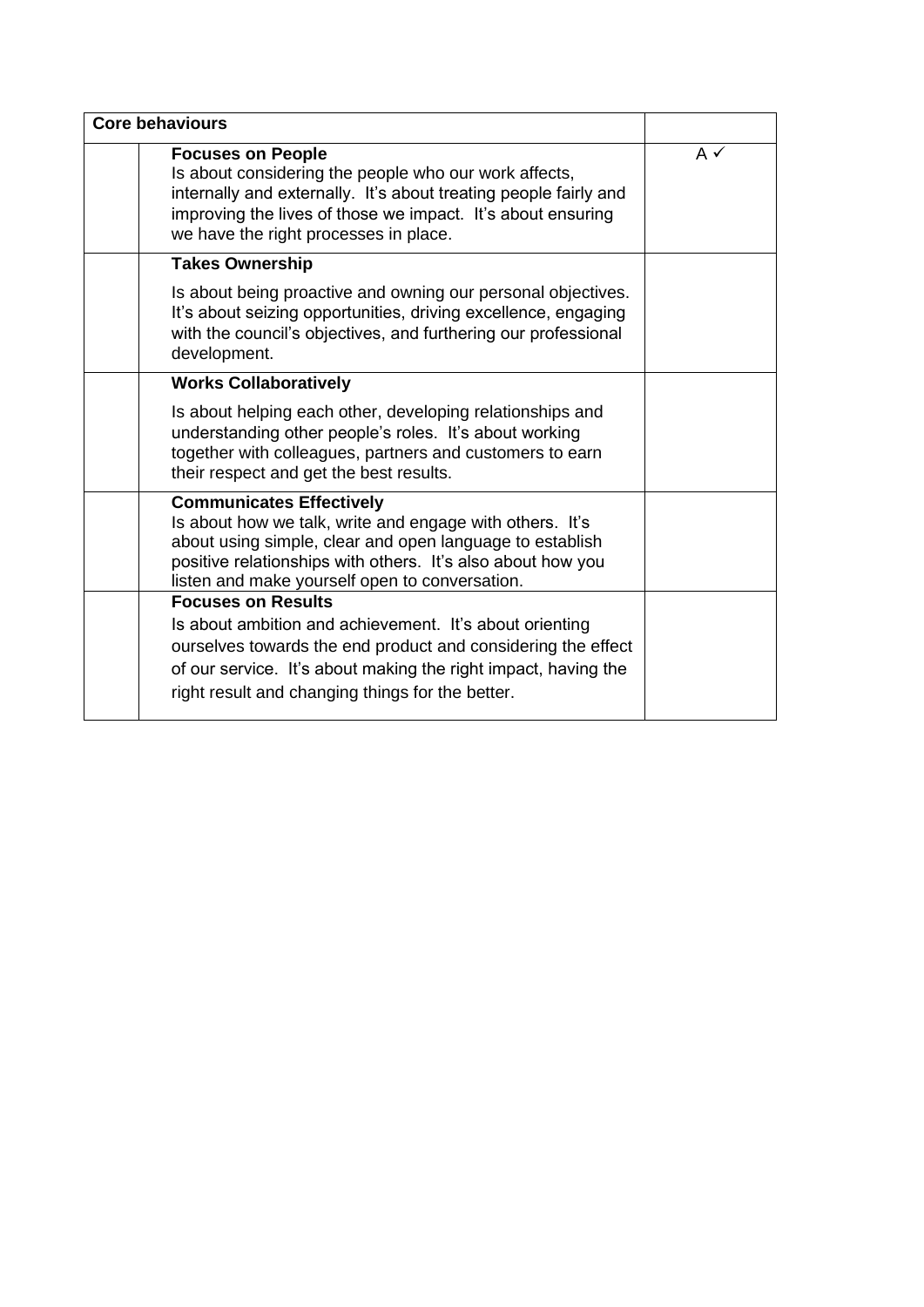| Core behaviours | | |
|---|---|---|
| | **Focuses on People**<br>Is about considering the people who our work affects, internally and externally. It's about treating people fairly and improving the lives of those we impact. It's about ensuring we have the right processes in place. | A ✓ |
| | **Takes Ownership**<br>Is about being proactive and owning our personal objectives. It's about seizing opportunities, driving excellence, engaging with the council's objectives, and furthering our professional development. | |
| | **Works Collaboratively**<br>Is about helping each other, developing relationships and understanding other people's roles. It's about working together with colleagues, partners and customers to earn their respect and get the best results. | |
| | **Communicates Effectively**<br>Is about how we talk, write and engage with others. It's about using simple, clear and open language to establish positive relationships with others. It's also about how you listen and make yourself open to conversation. | |
| | **Focuses on Results**<br>Is about ambition and achievement. It's about orienting ourselves towards the end product and considering the effect of our service. It's about making the right impact, having the right result and changing things for the better. | |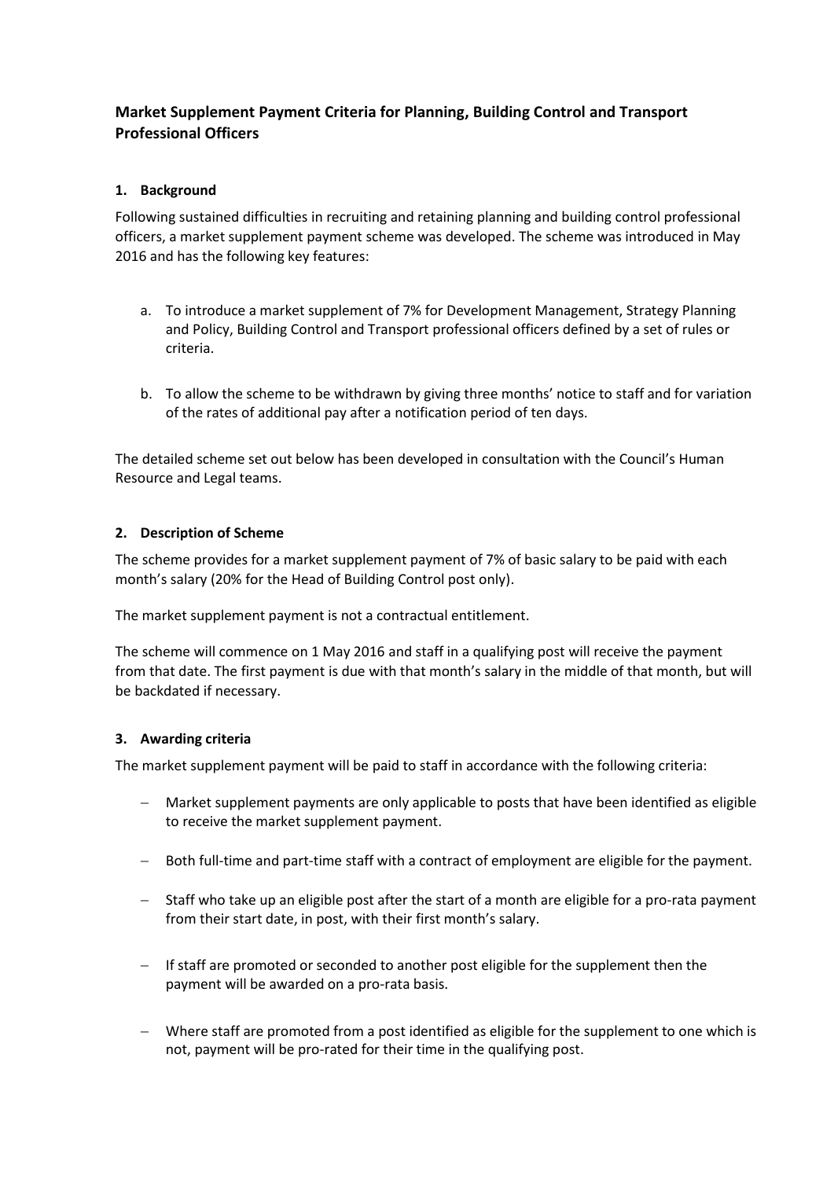## Market Supplement Payment Criteria for Planning, Building Control and Transport Professional Officers

### 1. Background

Following sustained difficulties in recruiting and retaining planning and building control professional officers, a market supplement payment scheme was developed. The scheme was introduced in May 2016 and has the following key features:

a. To introduce a market supplement of 7% for Development Management, Strategy Planning and Policy, Building Control and Transport professional officers defined by a set of rules or criteria.

b. To allow the scheme to be withdrawn by giving three months' notice to staff and for variation of the rates of additional pay after a notification period of ten days.

The detailed scheme set out below has been developed in consultation with the Council's Human Resource and Legal teams.

### 2. Description of Scheme

The scheme provides for a market supplement payment of 7% of basic salary to be paid with each month's salary (20% for the Head of Building Control post only).

The market supplement payment is not a contractual entitlement.

The scheme will commence on 1 May 2016 and staff in a qualifying post will receive the payment from that date. The first payment is due with that month's salary in the middle of that month, but will be backdated if necessary.

### 3. Awarding criteria

The market supplement payment will be paid to staff in accordance with the following criteria:

- Market supplement payments are only applicable to posts that have been identified as eligible to receive the market supplement payment.
- Both full-time and part-time staff with a contract of employment are eligible for the payment.
- Staff who take up an eligible post after the start of a month are eligible for a pro-rata payment from their start date, in post, with their first month's salary.
- If staff are promoted or seconded to another post eligible for the supplement then the payment will be awarded on a pro-rata basis.
- Where staff are promoted from a post identified as eligible for the supplement to one which is not, payment will be pro-rated for their time in the qualifying post.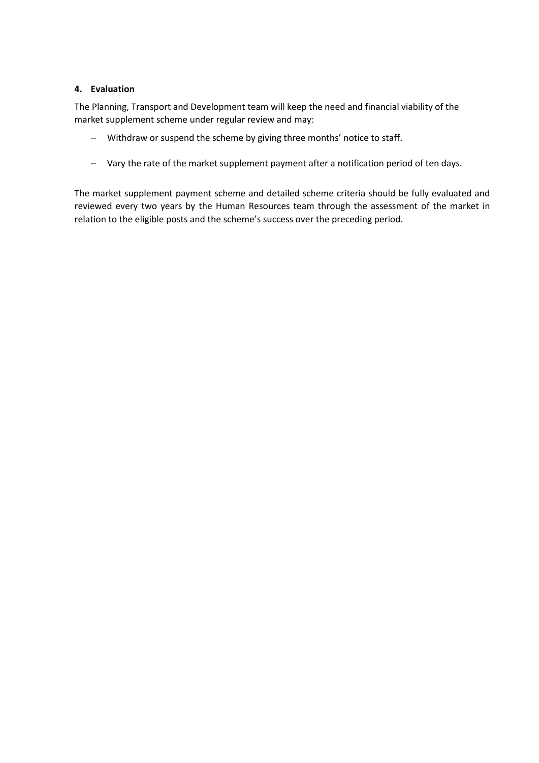#### 4. Evaluation

The Planning, Transport and Development team will keep the need and financial viability of the market supplement scheme under regular review and may:

- Withdraw or suspend the scheme by giving three months' notice to staff.
- Vary the rate of the market supplement payment after a notification period of ten days.

The market supplement payment scheme and detailed scheme criteria should be fully evaluated and reviewed every two years by the Human Resources team through the assessment of the market in relation to the eligible posts and the scheme's success over the preceding period.